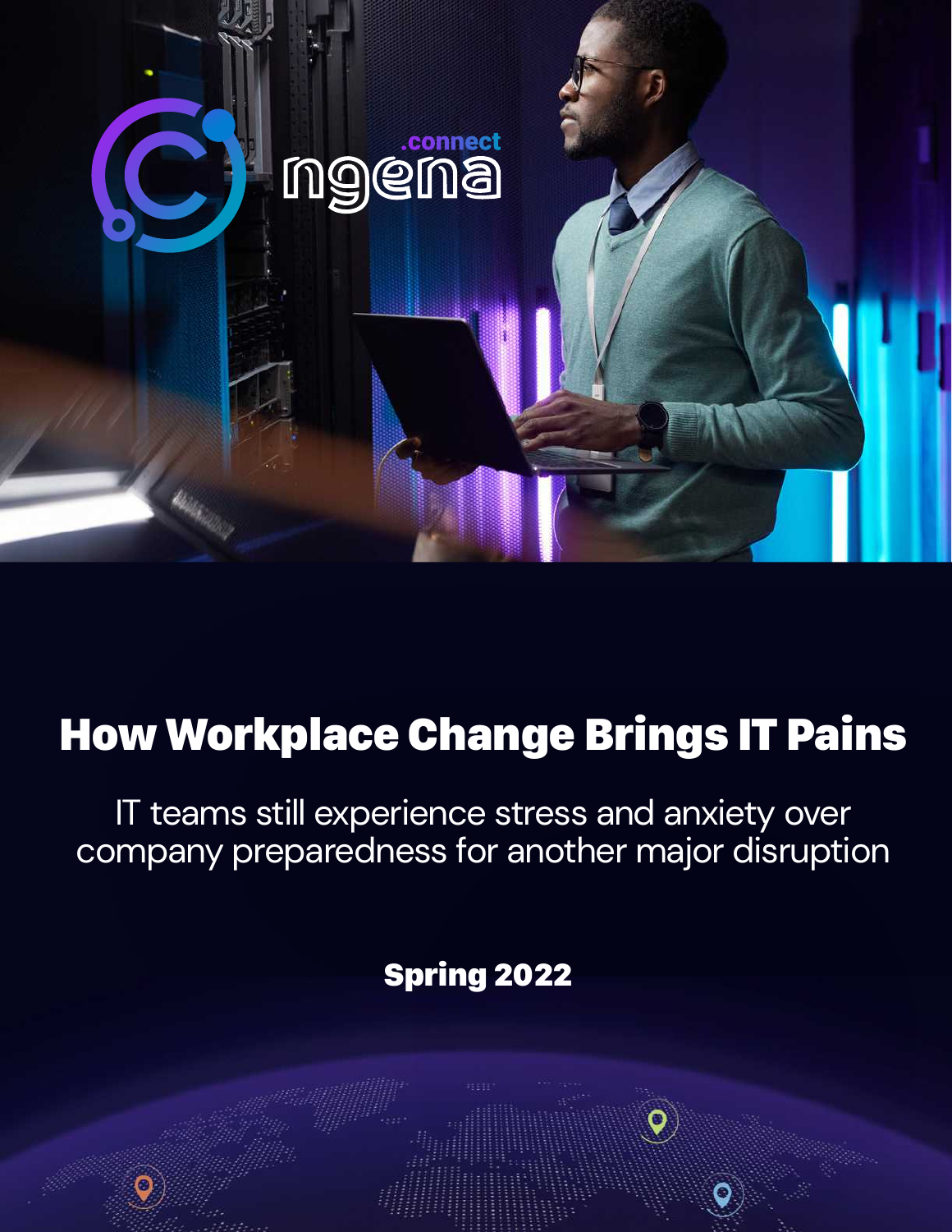ngena .connect

# How Workplace Change Brings IT Pains

IT teams still experience stress and anxiety over company preparedness for another major disruption

**Spring 2022**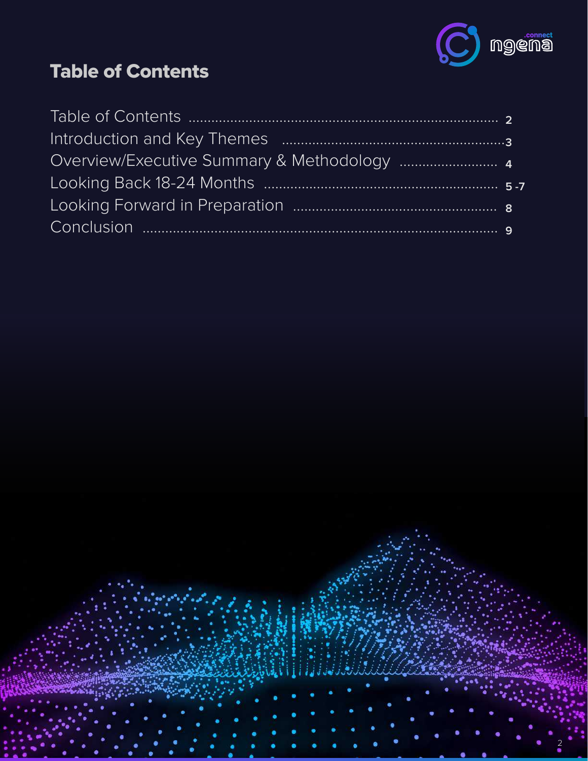# Table of Contents

| | |
|---|---|
| Table of Contents | 2 |
| Introduction and Key Themes | 3 |
| Overview/Executive Summary & Methodology | 4 |
| Looking Back 18-24 Months | 5 -7 |
| Looking Forward in Preparation | 8 |
| Conclusion | 9 |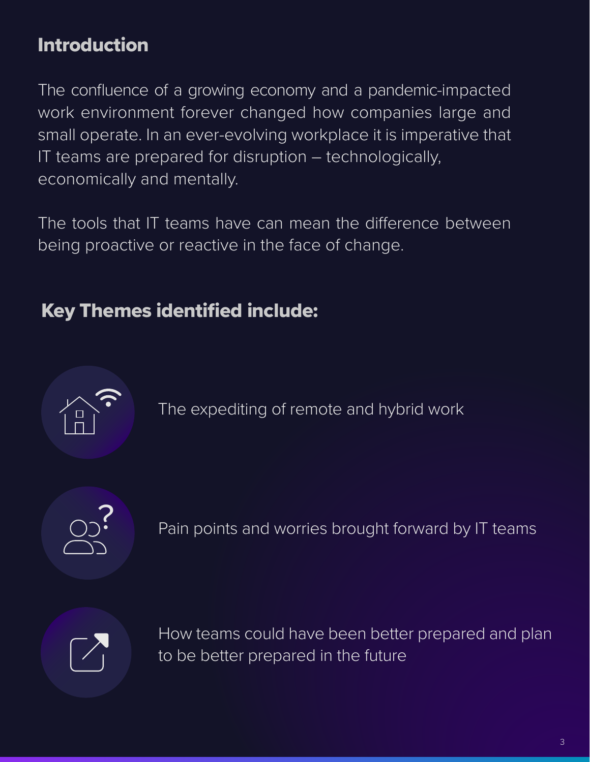## Introduction

The confluence of a growing economy and a pandemic-impacted work environment forever changed how companies large and small operate. In an ever-evolving workplace it is imperative that IT teams are prepared for disruption – technologically, economically and mentally.

The tools that IT teams have can mean the difference between being proactive or reactive in the face of change.

## Key Themes identified include:

- The expediting of remote and hybrid work
- Pain points and worries brought forward by IT teams
- How teams could have been better prepared and plan to be better prepared in the future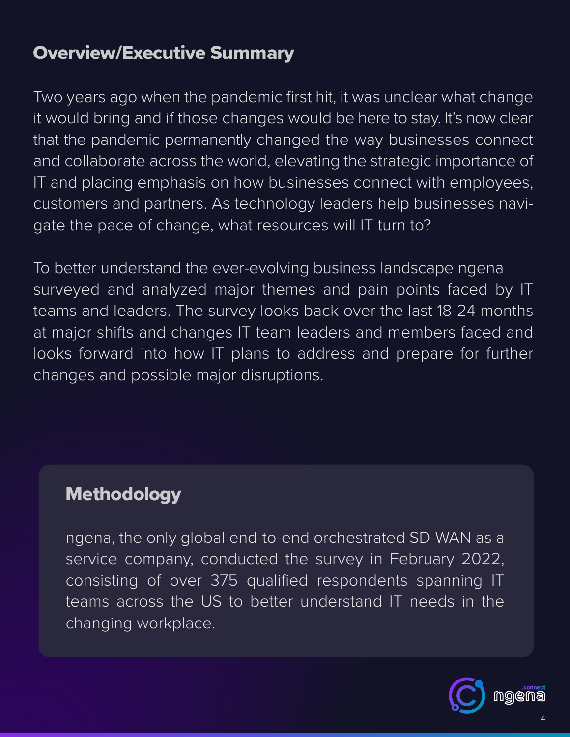## Overview/Executive Summary

Two years ago when the pandemic first hit, it was unclear what change it would bring and if those changes would be here to stay. It's now clear that the pandemic permanently changed the way businesses connect and collaborate across the world, elevating the strategic importance of IT and placing emphasis on how businesses connect with employees, customers and partners. As technology leaders help businesses navigate the pace of change, what resources will IT turn to?

To better understand the ever-evolving business landscape ngena surveyed and analyzed major themes and pain points faced by IT teams and leaders. The survey looks back over the last 18-24 months at major shifts and changes IT team leaders and members faced and looks forward into how IT plans to address and prepare for further changes and possible major disruptions.

### Methodology

ngena, the only global end-to-end orchestrated SD-WAN as a service company, conducted the survey in February 2022, consisting of over 375 qualified respondents spanning IT teams across the US to better understand IT needs in the changing workplace.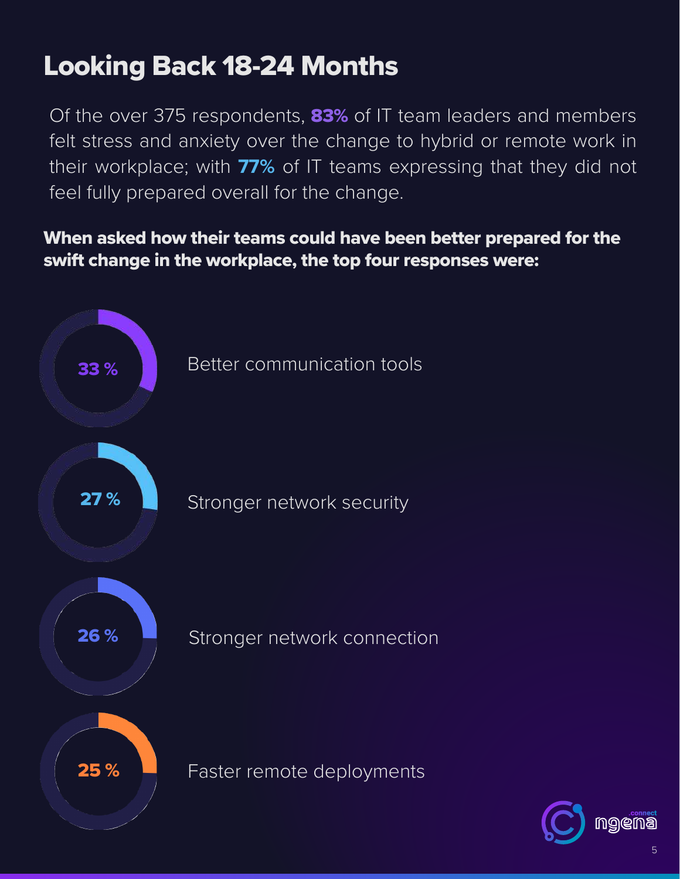# Looking Back 18-24 Months

Of the over 375 respondents, **83%** of IT team leaders and members felt stress and anxiety over the change to hybrid or remote work in their workplace; with **77%** of IT teams expressing that they did not feel fully prepared overall for the change.

**When asked how their teams could have been better prepared for the swift change in the workplace, the top four responses were:**

- **33 %** Better communication tools
- **27 %** Stronger network security
- **26 %** Stronger network connection
- **25 %** Faster remote deployments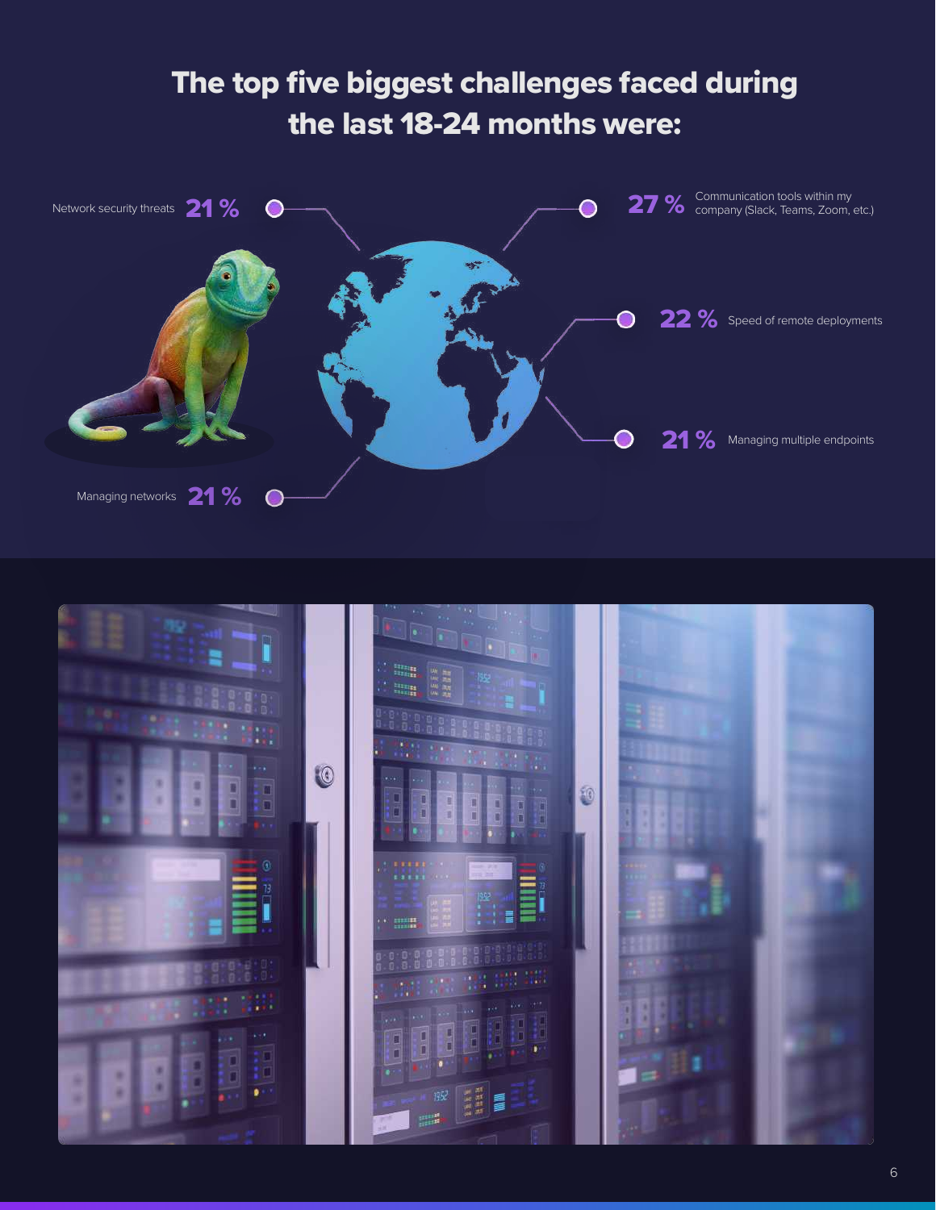# The top five biggest challenges faced during the last 18-24 months were:

- **27 %** Communication tools within my company (Slack, Teams, Zoom, etc.)
- **22 %** Speed of remote deployments
- **21 %** Network security threats
- **21 %** Managing multiple endpoints
- **21 %** Managing networks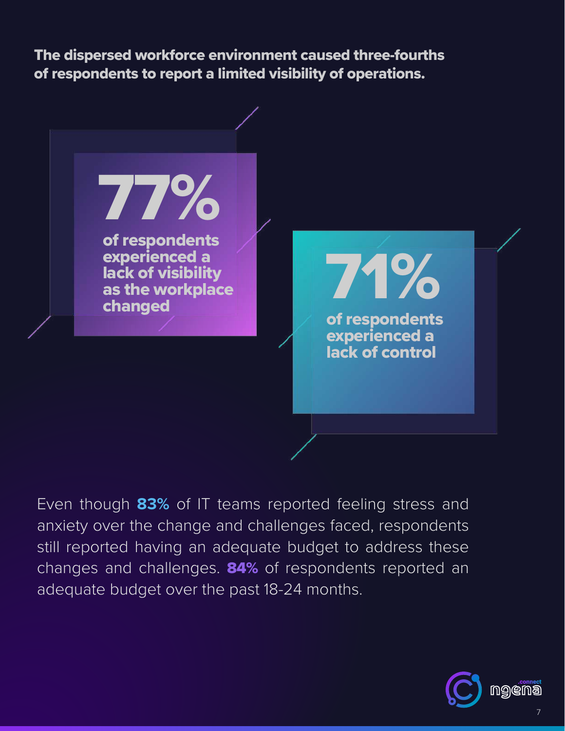**The dispersed workforce environment caused three-fourths of respondents to report a limited visibility of operations.**

**77%**

**of respondents experienced a lack of visibility as the workplace changed**

**71%**

**of respondents experienced a lack of control**

Even though **83%** of IT teams reported feeling stress and anxiety over the change and challenges faced, respondents still reported having an adequate budget to address these changes and challenges. **84%** of respondents reported an adequate budget over the past 18-24 months.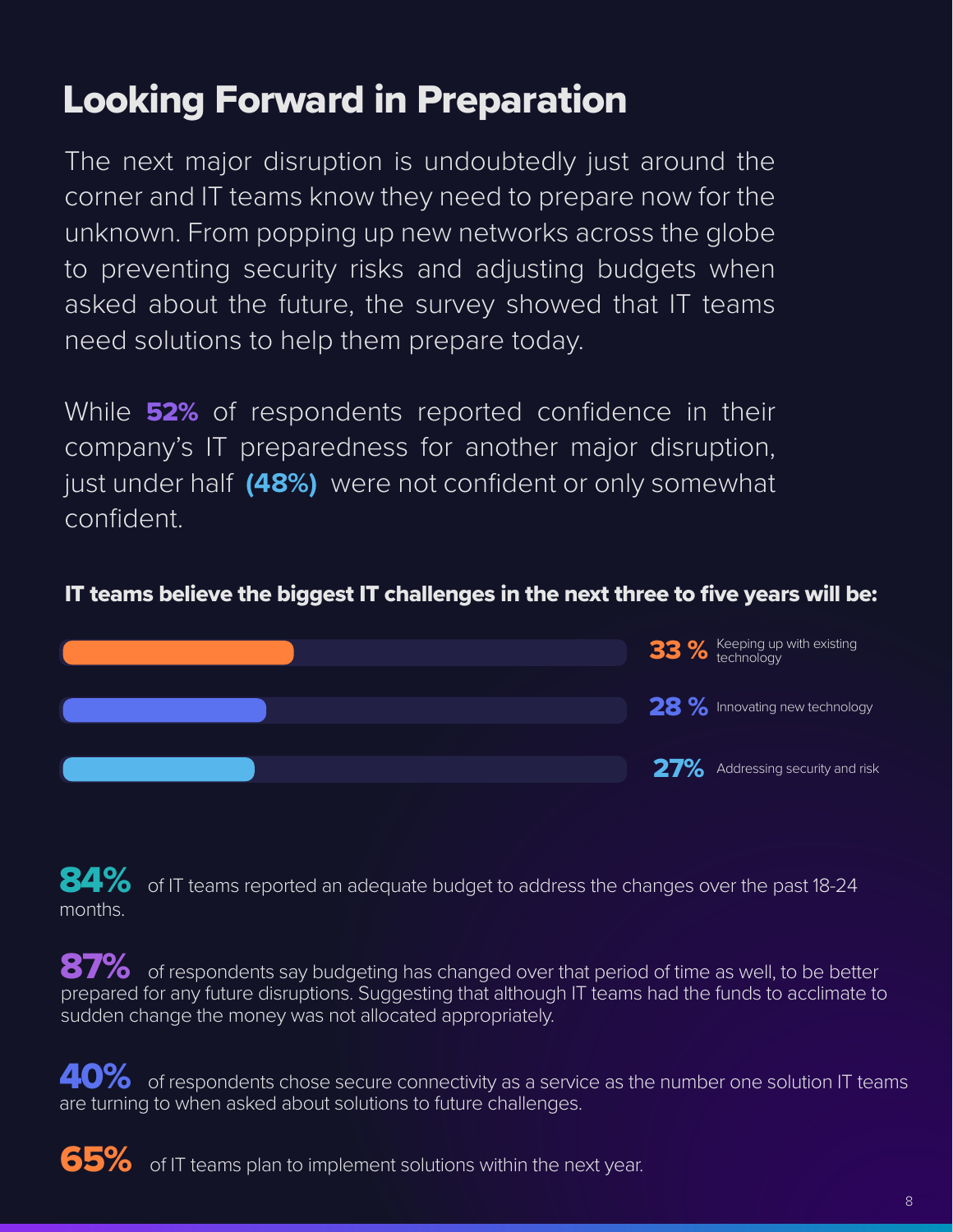# Looking Forward in Preparation

The next major disruption is undoubtedly just around the corner and IT teams know they need to prepare now for the unknown. From popping up new networks across the globe to preventing security risks and adjusting budgets when asked about the future, the survey showed that IT teams need solutions to help them prepare today.

While **52%** of respondents reported confidence in their company's IT preparedness for another major disruption, just under half **(48%)** were not confident or only somewhat confident.

**IT teams believe the biggest IT challenges in the next three to five years will be:**

- **33 %** Keeping up with existing technology
- **28 %** Innovating new technology
- **27%** Addressing security and risk

**84%** of IT teams reported an adequate budget to address the changes over the past 18-24 months.

**87%** of respondents say budgeting has changed over that period of time as well, to be better prepared for any future disruptions. Suggesting that although IT teams had the funds to acclimate to sudden change the money was not allocated appropriately.

**40%** of respondents chose secure connectivity as a service as the number one solution IT teams are turning to when asked about solutions to future challenges.

**65%** of IT teams plan to implement solutions within the next year.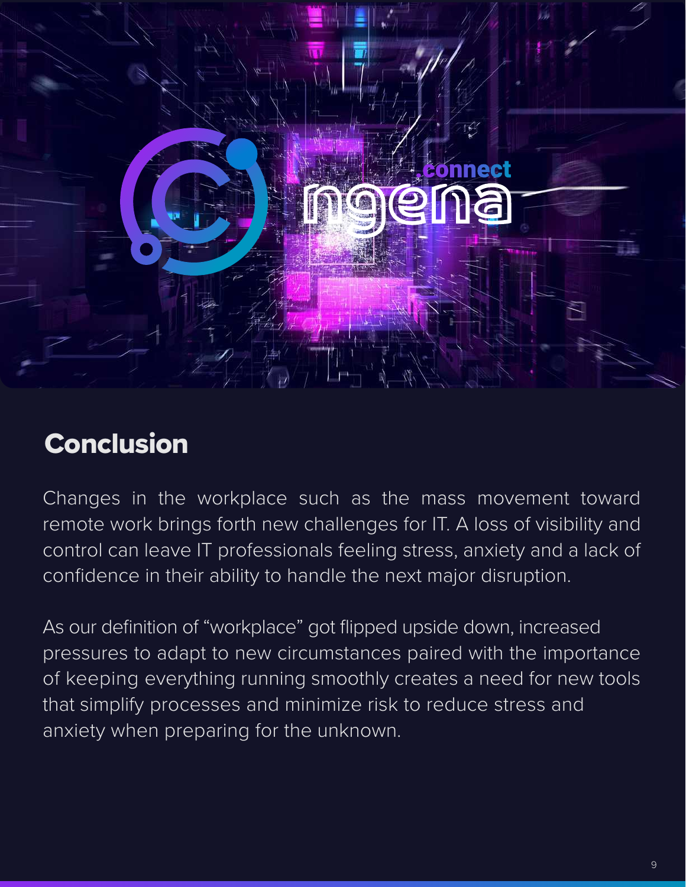## Conclusion

Changes in the workplace such as the mass movement toward remote work brings forth new challenges for IT. A loss of visibility and control can leave IT professionals feeling stress, anxiety and a lack of confidence in their ability to handle the next major disruption.

As our definition of “workplace” got flipped upside down, increased pressures to adapt to new circumstances paired with the importance of keeping everything running smoothly creates a need for new tools that simplify processes and minimize risk to reduce stress and anxiety when preparing for the unknown.